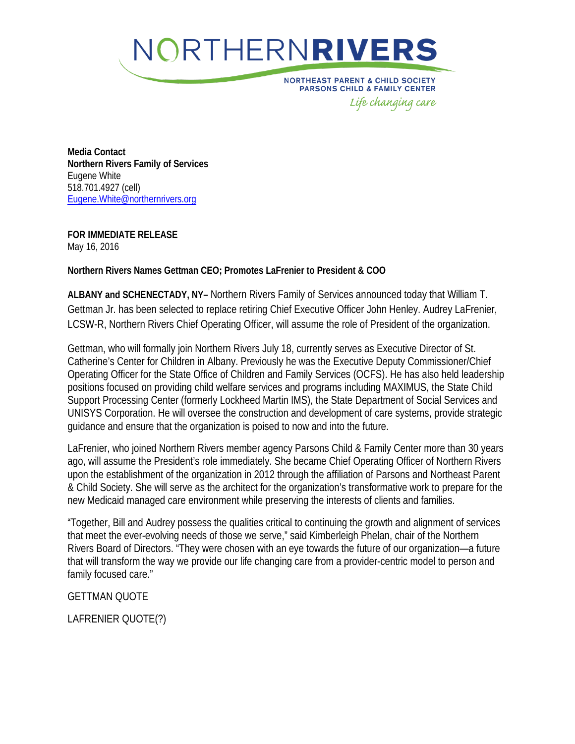# NORTHERN**RIVERS**

NORTHEAST PARENT & CHILD SOCIETY
PARSONS CHILD & FAMILY CENTER
*Life changing care*

**Media Contact**
**Northern Rivers Family of Services**
Eugene White
518.701.4927 (cell)
Eugene.White@northernrivers.org

**FOR IMMEDIATE RELEASE**
May 16, 2016

**Northern Rivers Names Gettman CEO; Promotes LaFrenier to President & COO**

**ALBANY and SCHENECTADY, NY–** Northern Rivers Family of Services announced today that William T. Gettman Jr. has been selected to replace retiring Chief Executive Officer John Henley. Audrey LaFrenier, LCSW-R, Northern Rivers Chief Operating Officer, will assume the role of President of the organization.

Gettman, who will formally join Northern Rivers July 18, currently serves as Executive Director of St. Catherine's Center for Children in Albany. Previously he was the Executive Deputy Commissioner/Chief Operating Officer for the State Office of Children and Family Services (OCFS). He has also held leadership positions focused on providing child welfare services and programs including MAXIMUS, the State Child Support Processing Center (formerly Lockheed Martin IMS), the State Department of Social Services and UNISYS Corporation. He will oversee the construction and development of care systems, provide strategic guidance and ensure that the organization is poised to now and into the future.

LaFrenier, who joined Northern Rivers member agency Parsons Child & Family Center more than 30 years ago, will assume the President's role immediately. She became Chief Operating Officer of Northern Rivers upon the establishment of the organization in 2012 through the affiliation of Parsons and Northeast Parent & Child Society. She will serve as the architect for the organization's transformative work to prepare for the new Medicaid managed care environment while preserving the interests of clients and families.

"Together, Bill and Audrey possess the qualities critical to continuing the growth and alignment of services that meet the ever-evolving needs of those we serve," said Kimberleigh Phelan, chair of the Northern Rivers Board of Directors. "They were chosen with an eye towards the future of our organization—a future that will transform the way we provide our life changing care from a provider-centric model to person and family focused care."

GETTMAN QUOTE

LAFRENIER QUOTE(?)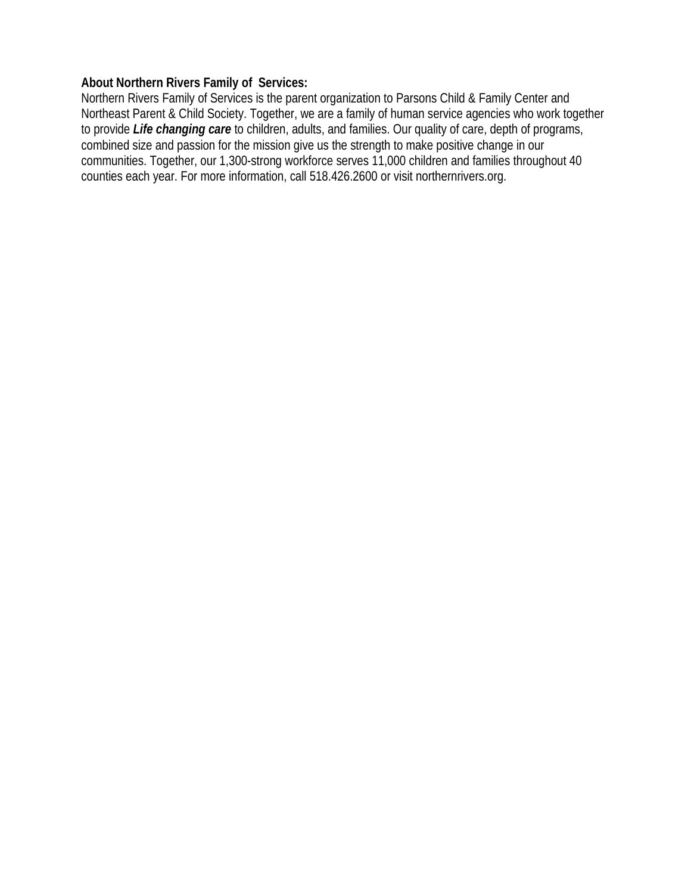**About Northern Rivers Family of Services:**

Northern Rivers Family of Services is the parent organization to Parsons Child & Family Center and Northeast Parent & Child Society. Together, we are a family of human service agencies who work together to provide ***Life changing care*** to children, adults, and families. Our quality of care, depth of programs, combined size and passion for the mission give us the strength to make positive change in our communities. Together, our 1,300-strong workforce serves 11,000 children and families throughout 40 counties each year. For more information, call 518.426.2600 or visit northernrivers.org.